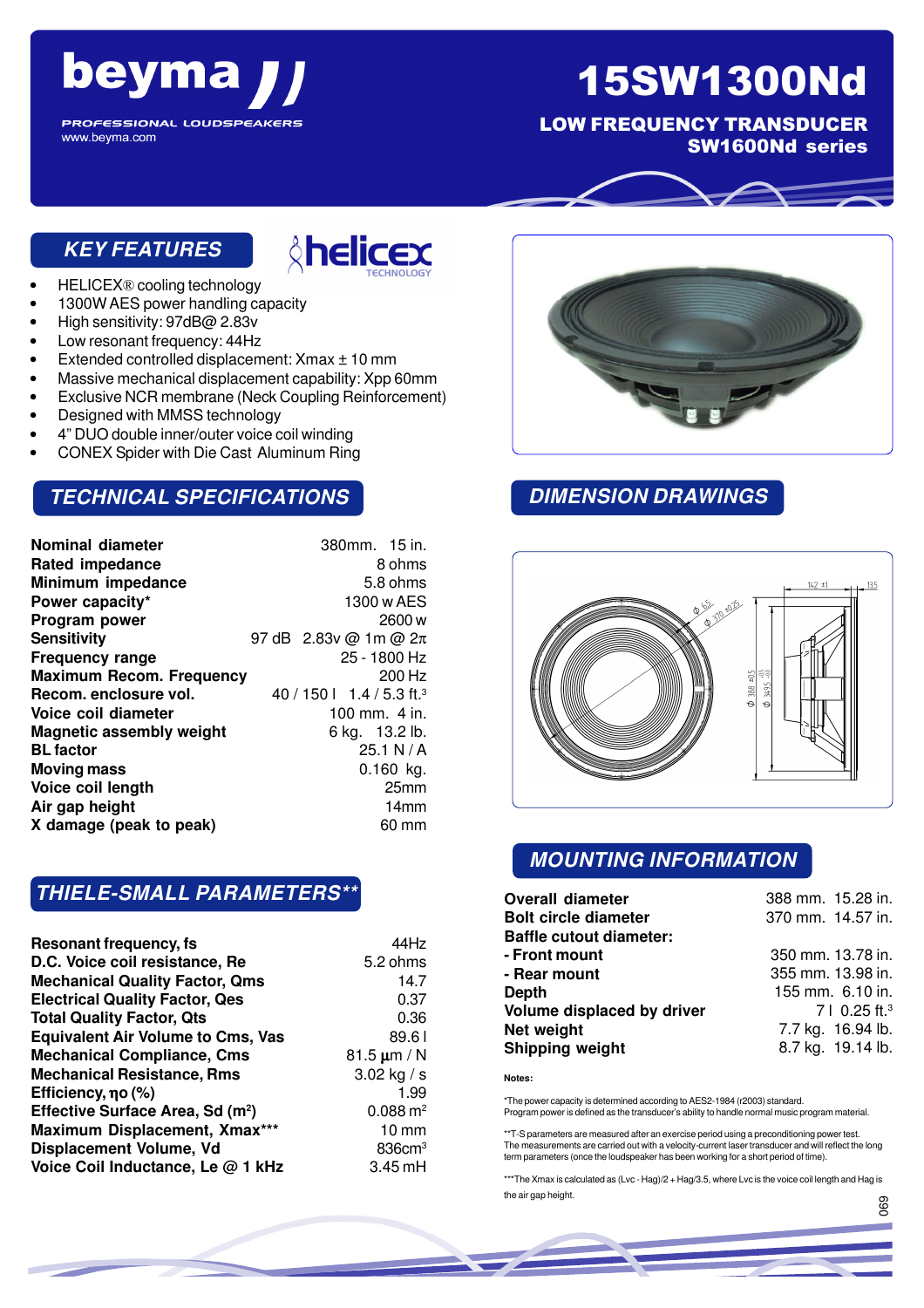# beyma

PROFESSIONAL LOUDSPEAKERS
www.beyma.com

# 15SW1300Nd

## LOW FREQUENCY TRANSDUCER
## SW1600Nd series

## KEY FEATURES

- HELICEX® cooling technology
- 1300W AES power handling capacity
- High sensitivity: 97dB@ 2.83v
- Low resonant frequency: 44Hz
- Extended controlled displacement: Xmax ± 10 mm
- Massive mechanical displacement capability: Xpp 60mm
- Exclusive NCR membrane (Neck Coupling Reinforcement)
- Designed with MMSS technology
- 4" DUO double inner/outer voice coil winding
- CONEX Spider with Die Cast Aluminum Ring

## TECHNICAL SPECIFICATIONS

| | |
|---|---|
| **Nominal diameter** | 380mm. 15 in. |
| **Rated impedance** | 8 ohms |
| **Minimum impedance** | 5.8 ohms |
| **Power capacity*** | 1300 w AES |
| **Program power** | 2600 w |
| **Sensitivity** | 97 dB 2.83v @ 1m @ $2\pi$ |
| **Frequency range** | 25 - 1800 Hz |
| **Maximum Recom. Frequency** | 200 Hz |
| **Recom. enclosure vol.** | 40 / 150 l 1.4 / 5.3 ft.³ |
| **Voice coil diameter** | 100 mm. 4 in. |
| **Magnetic assembly weight** | 6 kg. 13.2 lb. |
| **BL factor** | 25.1 N / A |
| **Moving mass** | 0.160 kg. |
| **Voice coil length** | 25mm |
| **Air gap height** | 14mm |
| **X damage (peak to peak)** | 60 mm |

## THIELE-SMALL PARAMETERS**

| | |
|---|---|
| **Resonant frequency, fs** | 44Hz |
| **D.C. Voice coil resistance, Re** | 5.2 ohms |
| **Mechanical Quality Factor, Qms** | 14.7 |
| **Electrical Quality Factor, Qes** | 0.37 |
| **Total Quality Factor, Qts** | 0.36 |
| **Equivalent Air Volume to Cms, Vas** | 89.6 l |
| **Mechanical Compliance, Cms** | 81.5 µm / N |
| **Mechanical Resistance, Rms** | 3.02 kg / s |
| **Efficiency, ηo (%)** | 1.99 |
| **Effective Surface Area, Sd (m²)** | 0.088 m² |
| **Maximum Displacement, Xmax*** ** | 10 mm |
| **Displacement Volume, Vd** | 836cm³ |
| **Voice Coil Inductance, Le @ 1 kHz** | 3.45 mH |

## DIMENSION DRAWINGS

## MOUNTING INFORMATION

| | |
|---|---|
| **Overall diameter** | 388 mm. 15.28 in. |
| **Bolt circle diameter** | 370 mm. 14.57 in. |
| **Baffle cutout diameter:** | |
| **- Front mount** | 350 mm. 13.78 in. |
| **- Rear mount** | 355 mm. 13.98 in. |
| **Depth** | 155 mm. 6.10 in. |
| **Volume displaced by driver** | 7 l 0.25 ft.³ |
| **Net weight** | 7.7 kg. 16.94 lb. |
| **Shipping weight** | 8.7 kg. 19.14 lb. |

**Notes:**

*The power capacity is determined according to AES2-1984 (r2003) standard.
Program power is defined as the transducer's ability to handle normal music program material.

**T-S parameters are measured after an exercise period using a preconditioning power test.
The measurements are carried out with a velocity-current laser transducer and will reflect the long term parameters (once the loudspeaker has been working for a short period of time).

***The Xmax is calculated as (Lvc - Hag)/2 + Hag/3.5, where Lvc is the voice coil length and Hag is the air gap height.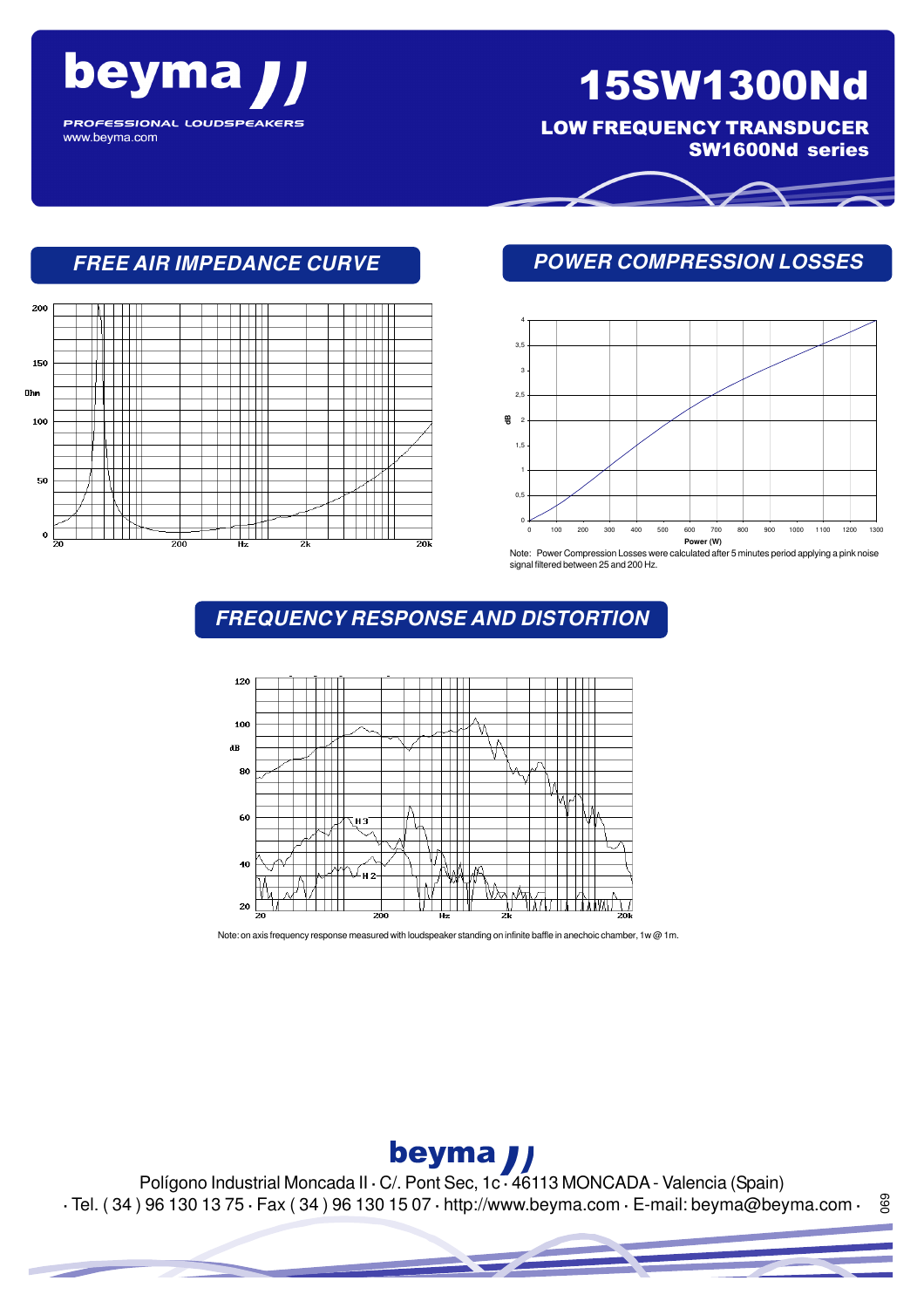beyma

PROFESSIONAL LOUDSPEAKERS

www.beyma.com

# 15SW1300Nd

**LOW FREQUENCY TRANSDUCER**
**SW1600Nd series**

## FREE AIR IMPEDANCE CURVE

200
150
Ohm
100
50
0
20
200
Hz
2k
20k

## POWER COMPRESSION LOSSES

4
3,5
3
2,5
dB
2
1,5
1
0,5
0
0 100 200 300 400 500 600 700 800 900 1000 1100 1200 1300
Power (W)

Note: Power Compression Losses were calculated after 5 minutes period applying a pink noise signal filtered between 25 and 200 Hz.

## FREQUENCY RESPONSE AND DISTORTION

120
100
dB
80
60
40
20
20
200
Hz
2k
20k
H3
H2

Note: on axis frequency response measured with loudspeaker standing on infinite baffle in anechoic chamber, 1w @ 1m.

beyma

Polígono Industrial Moncada II · C/. Pont Sec, 1c · 46113 MONCADA - Valencia (Spain)
· Tel. ( 34 ) 96 130 13 75 · Fax ( 34 ) 96 130 15 07 · http://www.beyma.com · E-mail: beyma@beyma.com ·